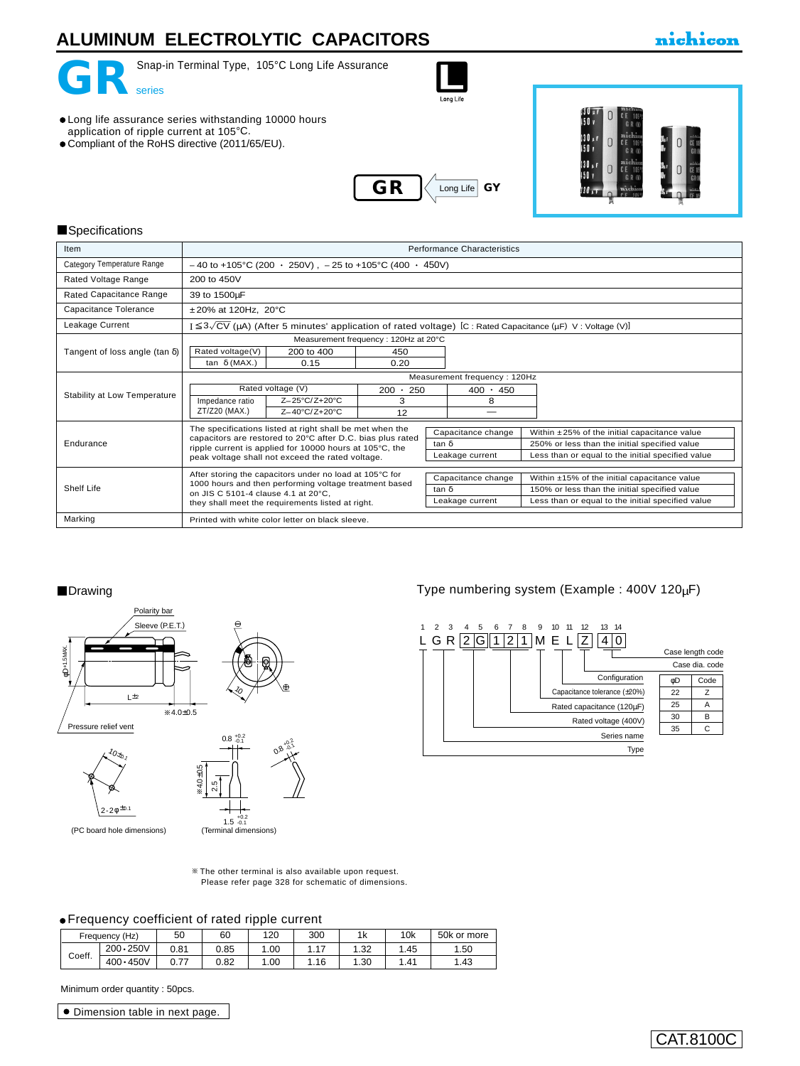# ALUMINUM ELECTROLYTIC CAPACITORS

nichicon

## GR series

Snap-in Terminal Type, 105°C Long Life Assurance

Long Life

- Long life assurance series withstanding 10000 hours application of ripple current at 105°C.
- Compliant of the RoHS directive (2011/65/EU).

GR ← Long Life GY

## Specifications

| Item | Performance Characteristics |
|---|---|
| Category Temperature Range | –40 to +105°C (200 ・ 250V) , –25 to +105°C (400 ・ 450V) |
| Rated Voltage Range | 200 to 450V |
| Rated Capacitance Range | 39 to 1500μF |
| Capacitance Tolerance | ±20% at 120Hz, 20°C |
| Leakage Current | $I \leq 3\sqrt{CV}$ (μA) (After 5 minutes' application of rated voltage) [C : Rated Capacitance (μF) V : Voltage (V)] |
| Tangent of loss angle (tan δ) | Measurement frequency : 120Hz at 20°C<br>Rated voltage(V): 200 to 400 / 450<br>tan δ (MAX.): 0.15 / 0.20 |
| Stability at Low Temperature | Measurement frequency : 120Hz<br>Rated voltage (V): 200 ・ 250 / 400 ・ 450<br>Impedance ratio ZT/Z20 (MAX.) Z–25°C/Z+20°C: 3 / 8<br>Z–40°C/Z+20°C: 12 / — |
| Endurance | The specifications listed at right shall be met when the capacitors are restored to 20°C after D.C. bias plus rated ripple current is applied for 10000 hours at 105°C, the peak voltage shall not exceed the rated voltage.<br>Capacitance change: Within ±25% of the initial capacitance value<br>tan δ: 250% or less than the initial specified value<br>Leakage current: Less than or equal to the initial specified value |
| Shelf Life | After storing the capacitors under no load at 105°C for 1000 hours and then performing voltage treatment based on JIS C 5101-4 clause 4.1 at 20°C, they shall meet the requirements listed at right.<br>Capacitance change: Within ±15% of the initial capacitance value<br>tan δ: 150% or less than the initial specified value<br>Leakage current: Less than or equal to the initial specified value |
| Marking | Printed with white color letter on black sleeve. |

## Drawing

Polarity bar, Sleeve (P.E.T.), φD+1.5MAX., L±, ※4.0±0.5, Pressure relief vent, 10, ⊖, ⊕

10±0.1, 2-2φ±0.1 (PC board hole dimensions)

0.8 +0.2/−0.1, ※4.0±0.5, 2.5, 1.5 +0.2/−0.1 (Terminal dimensions)

※The other terminal is also available upon request.
Please refer page 328 for schematic of dimensions.

## Type numbering system (Example : 400V 120μF)

| 1 | 2 | 3 | 4 | 5 | 6 | 7 | 8 | 9 | 10 | 11 | 12 | 13 | 14 |
|---|---|---|---|---|---|---|---|---|---|---|---|---|---|
| L | G | R | 2 | G | 1 | 2 | 1 | M | E | L | Z | 4 | 0 |

- Type (1)
- Series name (2–3)
- Rated voltage (400V) (4–5)
- Rated capacitance (120μF) (6–8)
- Capacitance tolerance (±20%) (9)
- Configuration (10–11)
- Case dia. code (12)
- Case length code (13–14)

| φD | Code |
|---|---|
| 22 | Z |
| 25 | A |
| 30 | B |
| 35 | C |

- Frequency coefficient of rated ripple current

| Frequency (Hz) | | 50 | 60 | 120 | 300 | 1k | 10k | 50k or more |
|---|---|---|---|---|---|---|---|---|
| Coeff. | 200・250V | 0.81 | 0.85 | 1.00 | 1.17 | 1.32 | 1.45 | 1.50 |
| | 400・450V | 0.77 | 0.82 | 1.00 | 1.16 | 1.30 | 1.41 | 1.43 |

Minimum order quantity : 50pcs.

- Dimension table in next page.

CAT.8100C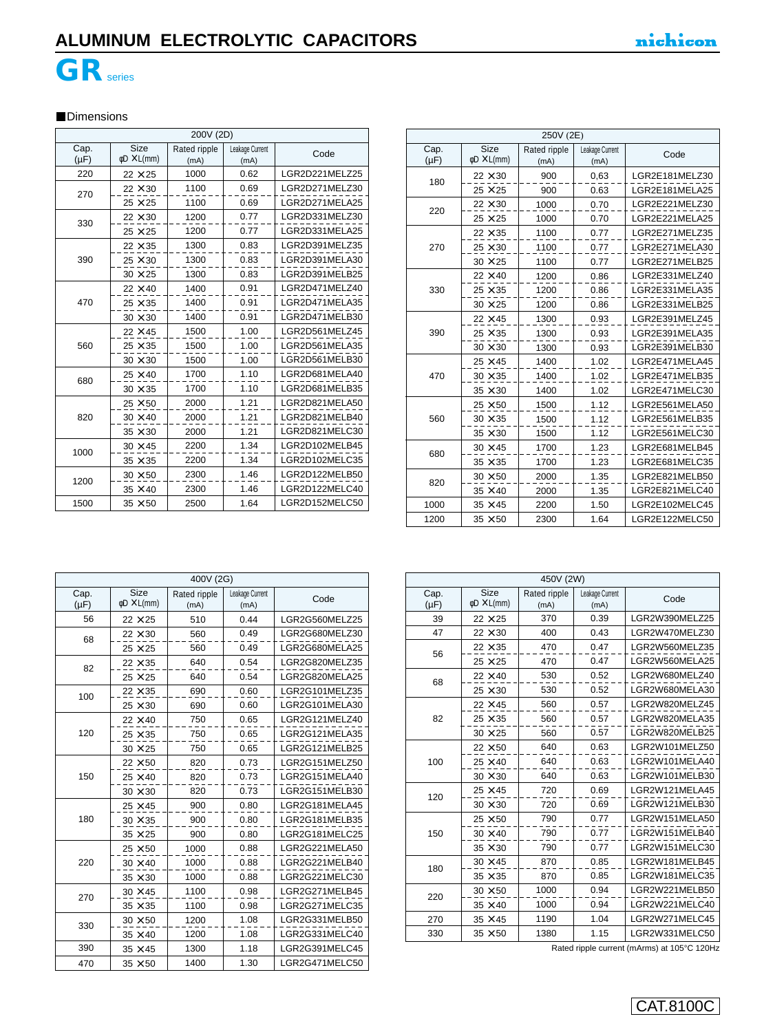# ALUMINUM ELECTROLYTIC CAPACITORS

nichicon

# GR series

■Dimensions

| 200V (2D) | | | | |
|---|---|---|---|---|
| Cap. (μF) | Size φD XL(mm) | Rated ripple (mA) | Leakage Current (mA) | Code |
| 220 | 22 ×25 | 1000 | 0.62 | LGR2D221MELZ25 |
| 270 | 22 ×30 | 1100 | 0.69 | LGR2D271MELZ30 |
| | 25 ×25 | 1100 | 0.69 | LGR2D271MELA25 |
| 330 | 22 ×30 | 1200 | 0.77 | LGR2D331MELZ30 |
| | 25 ×25 | 1200 | 0.77 | LGR2D331MELA25 |
| 390 | 22 ×35 | 1300 | 0.83 | LGR2D391MELZ35 |
| | 25 ×30 | 1300 | 0.83 | LGR2D391MELA30 |
| | 30 ×25 | 1300 | 0.83 | LGR2D391MELB25 |
| 470 | 22 ×40 | 1400 | 0.91 | LGR2D471MELZ40 |
| | 25 ×35 | 1400 | 0.91 | LGR2D471MELA35 |
| | 30 ×30 | 1400 | 0.91 | LGR2D471MELB30 |
| 560 | 22 ×45 | 1500 | 1.00 | LGR2D561MELZ45 |
| | 25 ×35 | 1500 | 1.00 | LGR2D561MELA35 |
| | 30 ×30 | 1500 | 1.00 | LGR2D561MELB30 |
| 680 | 25 ×40 | 1700 | 1.10 | LGR2D681MELA40 |
| | 30 ×35 | 1700 | 1.10 | LGR2D681MELB35 |
| 820 | 25 ×50 | 2000 | 1.21 | LGR2D821MELA50 |
| | 30 ×40 | 2000 | 1.21 | LGR2D821MELB40 |
| | 35 ×30 | 2000 | 1.21 | LGR2D821MELC30 |
| 1000 | 30 ×45 | 2200 | 1.34 | LGR2D102MELB45 |
| | 35 ×35 | 2200 | 1.34 | LGR2D102MELC35 |
| 1200 | 30 ×50 | 2300 | 1.46 | LGR2D122MELB50 |
| | 35 ×40 | 2300 | 1.46 | LGR2D122MELC40 |
| 1500 | 35 ×50 | 2500 | 1.64 | LGR2D152MELC50 |

| 250V (2E) | | | | |
|---|---|---|---|---|
| Cap. (μF) | Size φD XL(mm) | Rated ripple (mA) | Leakage Current (mA) | Code |
| 180 | 22 ×30 | 900 | 0,63 | LGR2E181MELZ30 |
| | 25 ×25 | 900 | 0.63 | LGR2E181MELA25 |
| 220 | 22 ×30 | 1000 | 0.70 | LGR2E221MELZ30 |
| | 25 ×25 | 1000 | 0.70 | LGR2E221MELA25 |
| 270 | 22 ×35 | 1100 | 0.77 | LGR2E271MELZ35 |
| | 25 ×30 | 1100 | 0.77 | LGR2E271MELA30 |
| | 30 ×25 | 1100 | 0.77 | LGR2E271MELB25 |
| 330 | 22 ×40 | 1200 | 0.86 | LGR2E331MELZ40 |
| | 25 ×35 | 1200 | 0.86 | LGR2E331MELA35 |
| | 30 ×25 | 1200 | 0.86 | LGR2E331MELB25 |
| 390 | 22 ×45 | 1300 | 0.93 | LGR2E391MELZ45 |
| | 25 ×35 | 1300 | 0.93 | LGR2E391MELA35 |
| | 30 ×30 | 1300 | 0.93 | LGR2E391MELB30 |
| 470 | 25 ×45 | 1400 | 1.02 | LGR2E471MELA45 |
| | 30 ×35 | 1400 | 1.02 | LGR2E471MELB35 |
| | 35 ×30 | 1400 | 1.02 | LGR2E471MELC30 |
| 560 | 25 ×50 | 1500 | 1.12 | LGR2E561MELA50 |
| | 30 ×35 | 1500 | 1.12 | LGR2E561MELB35 |
| | 35 ×30 | 1500 | 1.12 | LGR2E561MELC30 |
| 680 | 30 ×45 | 1700 | 1.23 | LGR2E681MELB45 |
| | 35 ×35 | 1700 | 1.23 | LGR2E681MELC35 |
| 820 | 30 ×50 | 2000 | 1.35 | LGR2E821MELB50 |
| | 35 ×40 | 2000 | 1.35 | LGR2E821MELC40 |
| 1000 | 35 ×45 | 2200 | 1.50 | LGR2E102MELC45 |
| 1200 | 35 ×50 | 2300 | 1.64 | LGR2E122MELC50 |

| 400V (2G) | | | | |
|---|---|---|---|---|
| Cap. (μF) | Size φD XL(mm) | Rated ripple (mA) | Leakage Current (mA) | Code |
| 56 | 22 ×25 | 510 | 0.44 | LGR2G560MELZ25 |
| 68 | 22 ×30 | 560 | 0.49 | LGR2G680MELZ30 |
| | 25 ×25 | 560 | 0.49 | LGR2G680MELA25 |
| 82 | 22 ×35 | 640 | 0.54 | LGR2G820MELZ35 |
| | 25 ×25 | 640 | 0.54 | LGR2G820MELA25 |
| 100 | 22 ×35 | 690 | 0.60 | LGR2G101MELZ35 |
| | 25 ×30 | 690 | 0.60 | LGR2G101MELA30 |
| 120 | 22 ×40 | 750 | 0.65 | LGR2G121MELZ40 |
| | 25 ×35 | 750 | 0.65 | LGR2G121MELA35 |
| | 30 ×25 | 750 | 0.65 | LGR2G121MELB25 |
| 150 | 22 ×50 | 820 | 0.73 | LGR2G151MELZ50 |
| | 25 ×40 | 820 | 0.73 | LGR2G151MELA40 |
| | 30 ×30 | 820 | 0.73 | LGR2G151MELB30 |
| 180 | 25 ×45 | 900 | 0.80 | LGR2G181MELA45 |
| | 30 ×35 | 900 | 0.80 | LGR2G181MELB35 |
| | 35 ×25 | 900 | 0.80 | LGR2G181MELC25 |
| 220 | 25 ×50 | 1000 | 0.88 | LGR2G221MELA50 |
| | 30 ×40 | 1000 | 0.88 | LGR2G221MELB40 |
| | 35 ×30 | 1000 | 0.88 | LGR2G221MELC30 |
| 270 | 30 ×45 | 1100 | 0.98 | LGR2G271MELB45 |
| | 35 ×35 | 1100 | 0.98 | LGR2G271MELC35 |
| 330 | 30 ×50 | 1200 | 1.08 | LGR2G331MELB50 |
| | 35 ×40 | 1200 | 1.08 | LGR2G331MELC40 |
| 390 | 35 ×45 | 1300 | 1.18 | LGR2G391MELC45 |
| 470 | 35 ×50 | 1400 | 1.30 | LGR2G471MELC50 |

| 450V (2W) | | | | |
|---|---|---|---|---|
| Cap. (μF) | Size φD XL(mm) | Rated ripple (mA) | Leakage Current (mA) | Code |
| 39 | 22 ×25 | 370 | 0.39 | LGR2W390MELZ25 |
| 47 | 22 ×30 | 400 | 0.43 | LGR2W470MELZ30 |
| 56 | 22 ×35 | 470 | 0.47 | LGR2W560MELZ35 |
| | 25 ×25 | 470 | 0.47 | LGR2W560MELA25 |
| 68 | 22 ×40 | 530 | 0.52 | LGR2W680MELZ40 |
| | 25 ×30 | 530 | 0.52 | LGR2W680MELA30 |
| 82 | 22 ×45 | 560 | 0.57 | LGR2W820MELZ45 |
| | 25 ×35 | 560 | 0.57 | LGR2W820MELA35 |
| | 30 ×25 | 560 | 0.57 | LGR2W820MELB25 |
| 100 | 22 ×50 | 640 | 0.63 | LGR2W101MELZ50 |
| | 25 ×40 | 640 | 0.63 | LGR2W101MELA40 |
| | 30 ×30 | 640 | 0.63 | LGR2W101MELB30 |
| 120 | 25 ×45 | 720 | 0.69 | LGR2W121MELA45 |
| | 30 ×30 | 720 | 0.69 | LGR2W121MELB30 |
| 150 | 25 ×50 | 790 | 0.77 | LGR2W151MELA50 |
| | 30 ×40 | 790 | 0.77 | LGR2W151MELB40 |
| | 35 ×30 | 790 | 0.77 | LGR2W151MELC30 |
| 180 | 30 ×45 | 870 | 0.85 | LGR2W181MELB45 |
| | 35 ×35 | 870 | 0.85 | LGR2W181MELC35 |
| 220 | 30 ×50 | 1000 | 0.94 | LGR2W221MELB50 |
| | 35 ×40 | 1000 | 0.94 | LGR2W221MELC40 |
| 270 | 35 ×45 | 1190 | 1.04 | LGR2W271MELC45 |
| 330 | 35 ×50 | 1380 | 1.15 | LGR2W331MELC50 |

Rated ripple current (mArms) at 105°C 120Hz

CAT.8100C